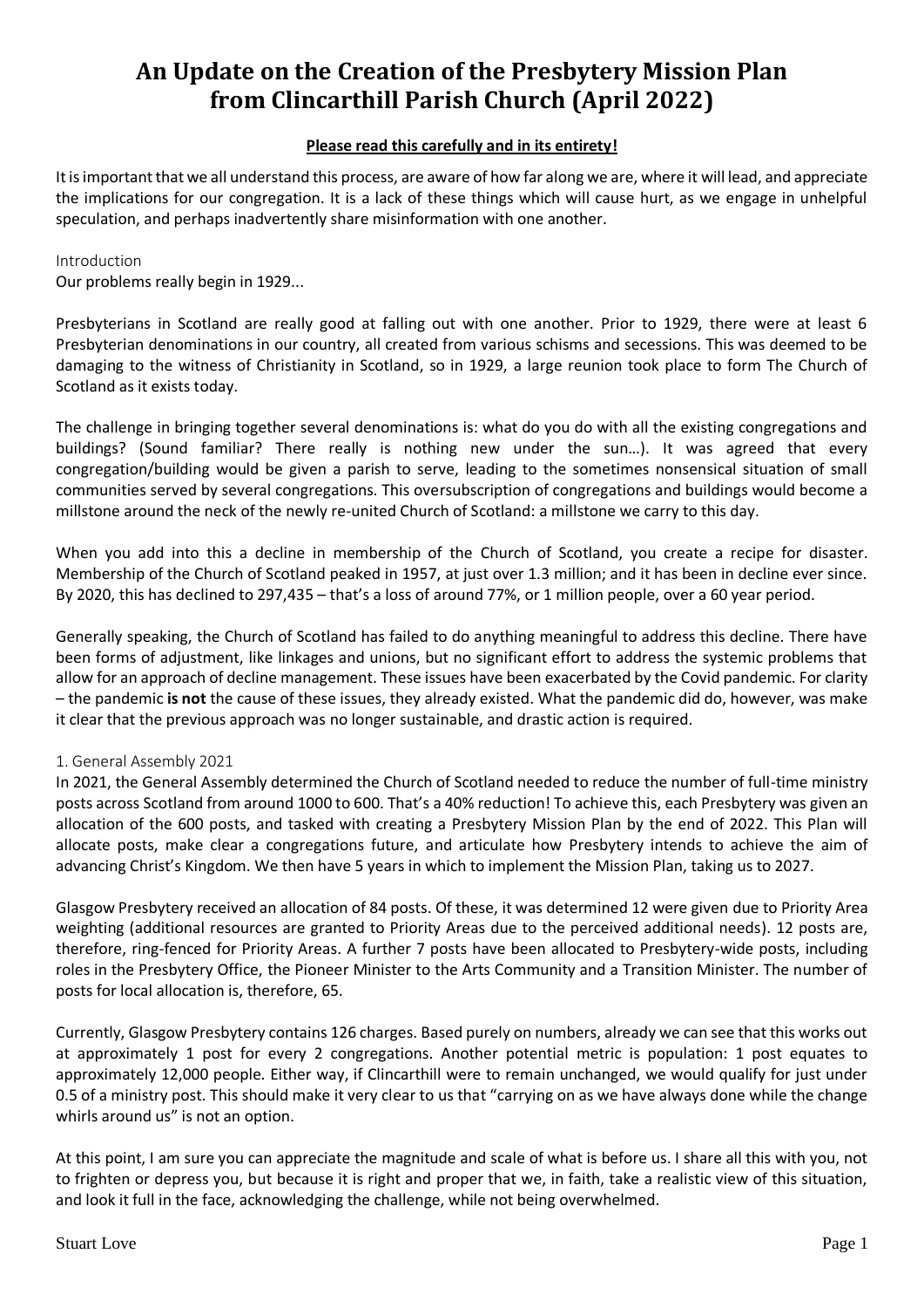# An Update on the Creation of the Presbytery Mission Plan from Clincarthill Parish Church (April 2022)

**Please read this carefully and in its entirety!**

It is important that we all understand this process, are aware of how far along we are, where it will lead, and appreciate the implications for our congregation. It is a lack of these things which will cause hurt, as we engage in unhelpful speculation, and perhaps inadvertently share misinformation with one another.

## Introduction

Our problems really begin in 1929...

Presbyterians in Scotland are really good at falling out with one another. Prior to 1929, there were at least 6 Presbyterian denominations in our country, all created from various schisms and secessions. This was deemed to be damaging to the witness of Christianity in Scotland, so in 1929, a large reunion took place to form The Church of Scotland as it exists today.

The challenge in bringing together several denominations is: what do you do with all the existing congregations and buildings? (Sound familiar? There really is nothing new under the sun…). It was agreed that every congregation/building would be given a parish to serve, leading to the sometimes nonsensical situation of small communities served by several congregations. This oversubscription of congregations and buildings would become a millstone around the neck of the newly re-united Church of Scotland: a millstone we carry to this day.

When you add into this a decline in membership of the Church of Scotland, you create a recipe for disaster. Membership of the Church of Scotland peaked in 1957, at just over 1.3 million; and it has been in decline ever since. By 2020, this has declined to 297,435 – that's a loss of around 77%, or 1 million people, over a 60 year period.

Generally speaking, the Church of Scotland has failed to do anything meaningful to address this decline. There have been forms of adjustment, like linkages and unions, but no significant effort to address the systemic problems that allow for an approach of decline management. These issues have been exacerbated by the Covid pandemic. For clarity – the pandemic **is not** the cause of these issues, they already existed. What the pandemic did do, however, was make it clear that the previous approach was no longer sustainable, and drastic action is required.

## 1. General Assembly 2021

In 2021, the General Assembly determined the Church of Scotland needed to reduce the number of full-time ministry posts across Scotland from around 1000 to 600. That's a 40% reduction! To achieve this, each Presbytery was given an allocation of the 600 posts, and tasked with creating a Presbytery Mission Plan by the end of 2022. This Plan will allocate posts, make clear a congregations future, and articulate how Presbytery intends to achieve the aim of advancing Christ's Kingdom. We then have 5 years in which to implement the Mission Plan, taking us to 2027.

Glasgow Presbytery received an allocation of 84 posts. Of these, it was determined 12 were given due to Priority Area weighting (additional resources are granted to Priority Areas due to the perceived additional needs). 12 posts are, therefore, ring-fenced for Priority Areas. A further 7 posts have been allocated to Presbytery-wide posts, including roles in the Presbytery Office, the Pioneer Minister to the Arts Community and a Transition Minister. The number of posts for local allocation is, therefore, 65.

Currently, Glasgow Presbytery contains 126 charges. Based purely on numbers, already we can see that this works out at approximately 1 post for every 2 congregations. Another potential metric is population: 1 post equates to approximately 12,000 people. Either way, if Clincarthill were to remain unchanged, we would qualify for just under 0.5 of a ministry post. This should make it very clear to us that "carrying on as we have always done while the change whirls around us" is not an option.

At this point, I am sure you can appreciate the magnitude and scale of what is before us. I share all this with you, not to frighten or depress you, but because it is right and proper that we, in faith, take a realistic view of this situation, and look it full in the face, acknowledging the challenge, while not being overwhelmed.

Stuart Love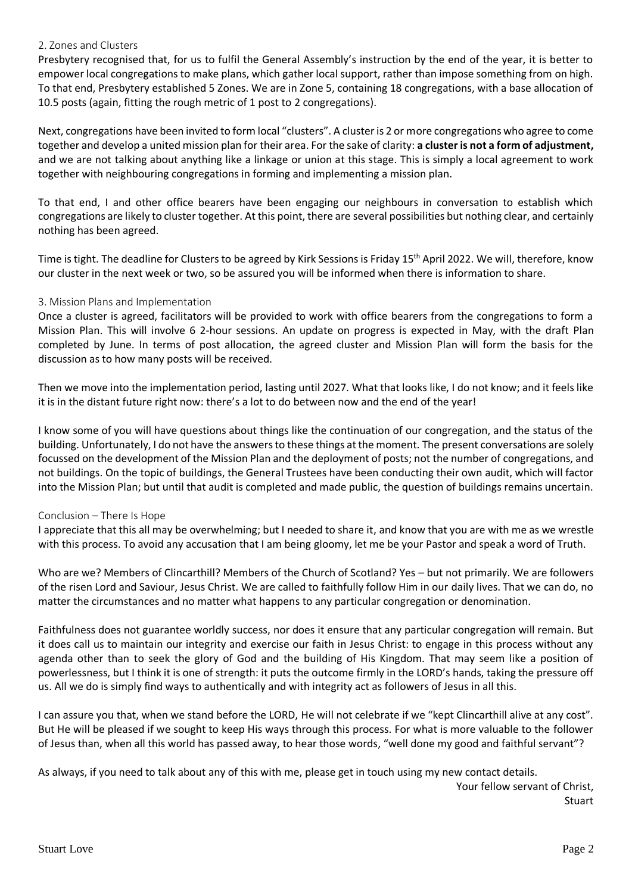## 2. Zones and Clusters

Presbytery recognised that, for us to fulfil the General Assembly's instruction by the end of the year, it is better to empower local congregations to make plans, which gather local support, rather than impose something from on high. To that end, Presbytery established 5 Zones. We are in Zone 5, containing 18 congregations, with a base allocation of 10.5 posts (again, fitting the rough metric of 1 post to 2 congregations).

Next, congregations have been invited to form local "clusters". A cluster is 2 or more congregations who agree to come together and develop a united mission plan for their area. For the sake of clarity: **a cluster is not a form of adjustment,** and we are not talking about anything like a linkage or union at this stage. This is simply a local agreement to work together with neighbouring congregations in forming and implementing a mission plan.

To that end, I and other office bearers have been engaging our neighbours in conversation to establish which congregations are likely to cluster together. At this point, there are several possibilities but nothing clear, and certainly nothing has been agreed.

Time is tight. The deadline for Clusters to be agreed by Kirk Sessions is Friday 15th April 2022. We will, therefore, know our cluster in the next week or two, so be assured you will be informed when there is information to share.

## 3. Mission Plans and Implementation

Once a cluster is agreed, facilitators will be provided to work with office bearers from the congregations to form a Mission Plan. This will involve 6 2-hour sessions. An update on progress is expected in May, with the draft Plan completed by June. In terms of post allocation, the agreed cluster and Mission Plan will form the basis for the discussion as to how many posts will be received.

Then we move into the implementation period, lasting until 2027. What that looks like, I do not know; and it feels like it is in the distant future right now: there's a lot to do between now and the end of the year!

I know some of you will have questions about things like the continuation of our congregation, and the status of the building. Unfortunately, I do not have the answers to these things at the moment. The present conversations are solely focussed on the development of the Mission Plan and the deployment of posts; not the number of congregations, and not buildings. On the topic of buildings, the General Trustees have been conducting their own audit, which will factor into the Mission Plan; but until that audit is completed and made public, the question of buildings remains uncertain.

## Conclusion – There Is Hope

I appreciate that this all may be overwhelming; but I needed to share it, and know that you are with me as we wrestle with this process. To avoid any accusation that I am being gloomy, let me be your Pastor and speak a word of Truth.

Who are we? Members of Clincarthill? Members of the Church of Scotland? Yes – but not primarily. We are followers of the risen Lord and Saviour, Jesus Christ. We are called to faithfully follow Him in our daily lives. That we can do, no matter the circumstances and no matter what happens to any particular congregation or denomination.

Faithfulness does not guarantee worldly success, nor does it ensure that any particular congregation will remain. But it does call us to maintain our integrity and exercise our faith in Jesus Christ: to engage in this process without any agenda other than to seek the glory of God and the building of His Kingdom. That may seem like a position of powerlessness, but I think it is one of strength: it puts the outcome firmly in the LORD's hands, taking the pressure off us. All we do is simply find ways to authentically and with integrity act as followers of Jesus in all this.

I can assure you that, when we stand before the LORD, He will not celebrate if we "kept Clincarthill alive at any cost". But He will be pleased if we sought to keep His ways through this process. For what is more valuable to the follower of Jesus than, when all this world has passed away, to hear those words, "well done my good and faithful servant"?

As always, if you need to talk about any of this with me, please get in touch using my new contact details.

Your fellow servant of Christ,
Stuart